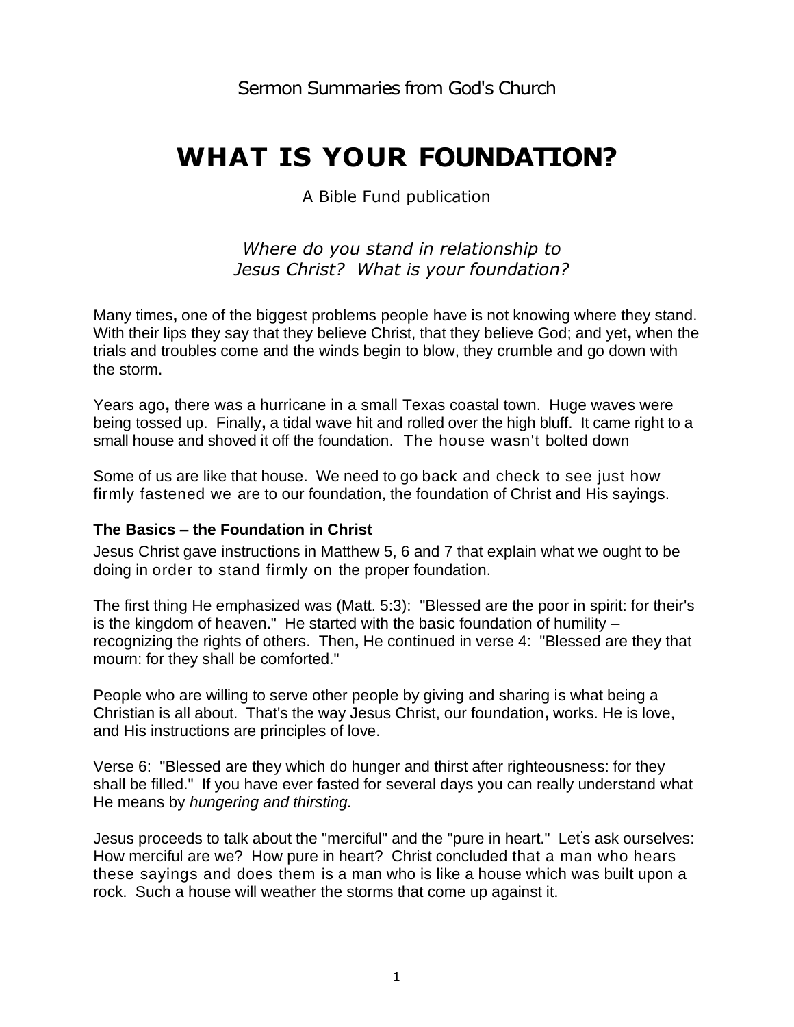Sermon Summaries from God's Church

# WHAT IS YOUR FOUNDATION?

A Bible Fund publication

*Where do you stand in relationship to Jesus Christ? What is your foundation?*

Many times**,** one of the biggest problems people have is not knowing where they stand. With their lips they say that they believe Christ, that they believe God; and yet**,** when the trials and troubles come and the winds begin to blow, they crumble and go down with the storm.

Years ago**,** there was a hurricane in a small Texas coastal town. Huge waves were being tossed up. Finally**,** a tidal wave hit and rolled over the high bluff. It came right to a small house and shoved it off the foundation. The house wasn't bolted down

Some of us are like that house. We need to go back and check to see just how firmly fastened we are to our foundation, the foundation of Christ and His sayings.

### The Basics – the Foundation in Christ

Jesus Christ gave instructions in Matthew 5, 6 and 7 that explain what we ought to be doing in order to stand firmly on the proper foundation.

The first thing He emphasized was (Matt. 5:3): "Blessed are the poor in spirit: for their's is the kingdom of heaven." He started with the basic foundation of humility – recognizing the rights of others. Then**,** He continued in verse 4: "Blessed are they that mourn: for they shall be comforted."

People who are willing to serve other people by giving and sharing is what being a Christian is all about. That's the way Jesus Christ, our foundation**,** works. He is love, and His instructions are principles of love.

Verse 6: "Blessed are they which do hunger and thirst after righteousness: for they shall be filled." If you have ever fasted for several days you can really understand what He means by *hungering and thirsting.*

Jesus proceeds to talk about the "merciful" and the "pure in heart." Let's ask ourselves: How merciful are we? How pure in heart? Christ concluded that a man who hears these sayings and does them is a man who is like a house which was built upon a rock. Such a house will weather the storms that come up against it.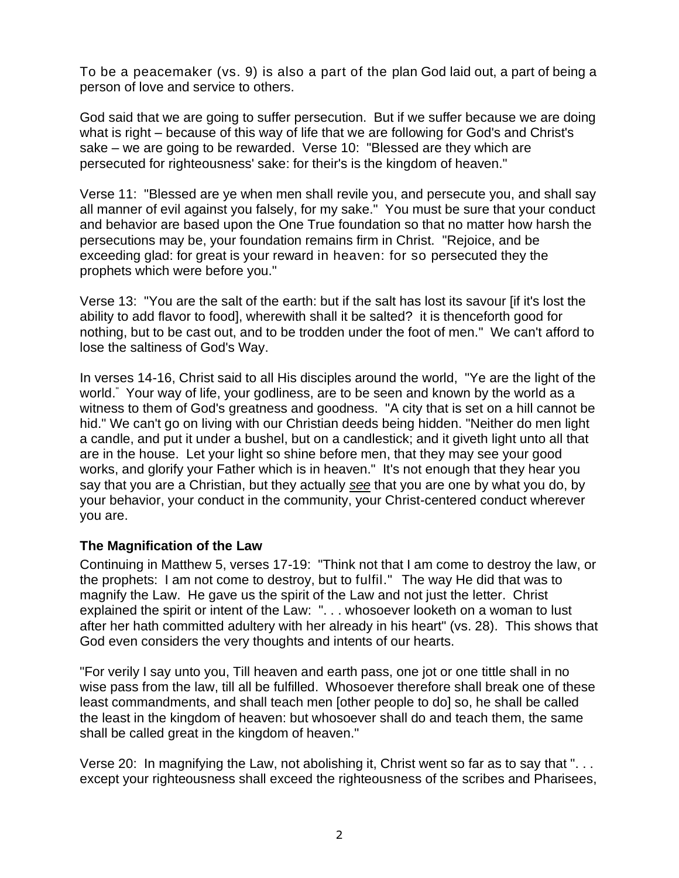To be a peacemaker (vs. 9) is also a part of the plan God laid out, a part of being a person of love and service to others.

God said that we are going to suffer persecution. But if we suffer because we are doing what is right – because of this way of life that we are following for God's and Christ's sake – we are going to be rewarded. Verse 10: "Blessed are they which are persecuted for righteousness' sake: for their's is the kingdom of heaven."

Verse 11: "Blessed are ye when men shall revile you, and persecute you, and shall say all manner of evil against you falsely, for my sake." You must be sure that your conduct and behavior are based upon the One True foundation so that no matter how harsh the persecutions may be, your foundation remains firm in Christ. "Rejoice, and be exceeding glad: for great is your reward in heaven: for so persecuted they the prophets which were before you."

Verse 13: "You are the salt of the earth: but if the salt has lost its savour [if it's lost the ability to add flavor to food], wherewith shall it be salted? it is thenceforth good for nothing, but to be cast out, and to be trodden under the foot of men." We can't afford to lose the saltiness of God's Way.

In verses 14-16, Christ said to all His disciples around the world, "Ye are the light of the world." Your way of life, your godliness, are to be seen and known by the world as a witness to them of God's greatness and goodness. "A city that is set on a hill cannot be hid." We can't go on living with our Christian deeds being hidden. "Neither do men light a candle, and put it under a bushel, but on a candlestick; and it giveth light unto all that are in the house. Let your light so shine before men, that they may see your good works, and glorify your Father which is in heaven." It's not enough that they hear you say that you are a Christian, but they actually *see* that you are one by what you do, by your behavior, your conduct in the community, your Christ-centered conduct wherever you are.

### The Magnification of the Law

Continuing in Matthew 5, verses 17-19: "Think not that I am come to destroy the law, or the prophets: I am not come to destroy, but to fulfil." The way He did that was to magnify the Law. He gave us the spirit of the Law and not just the letter. Christ explained the spirit or intent of the Law: ". . . whosoever looketh on a woman to lust after her hath committed adultery with her already in his heart" (vs. 28). This shows that God even considers the very thoughts and intents of our hearts.

"For verily I say unto you, Till heaven and earth pass, one jot or one tittle shall in no wise pass from the law, till all be fulfilled. Whosoever therefore shall break one of these least commandments, and shall teach men [other people to do] so, he shall be called the least in the kingdom of heaven: but whosoever shall do and teach them, the same shall be called great in the kingdom of heaven."

Verse 20: In magnifying the Law, not abolishing it, Christ went so far as to say that ". . . except your righteousness shall exceed the righteousness of the scribes and Pharisees,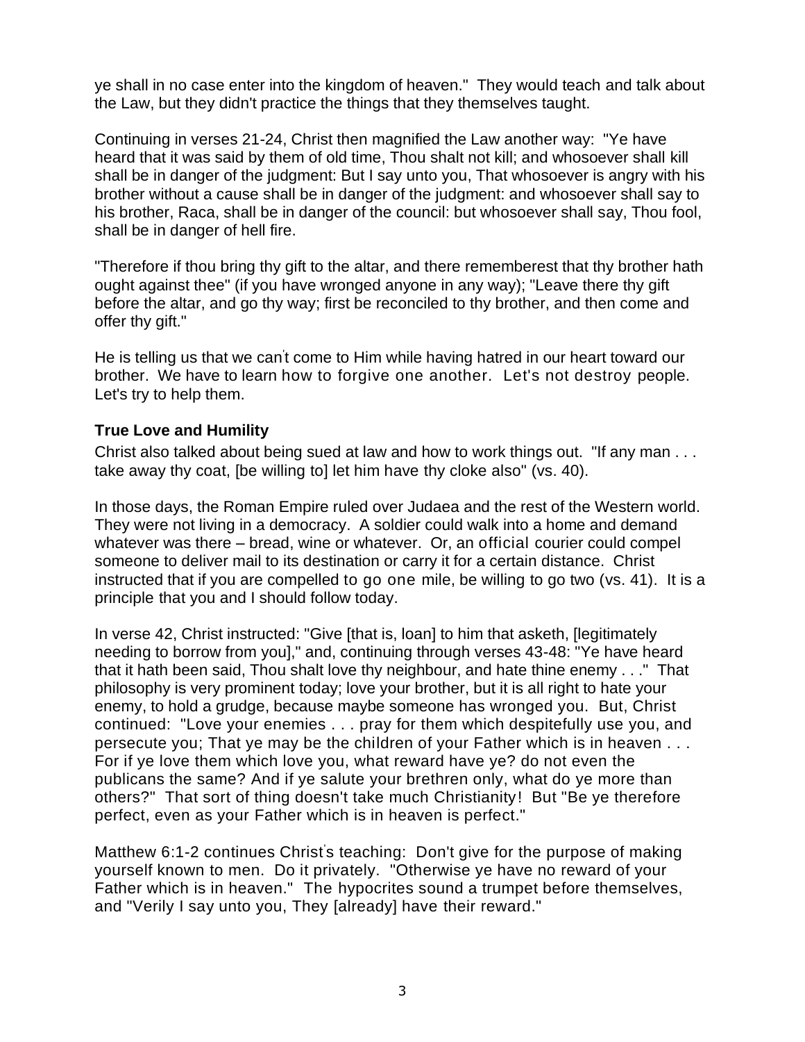ye shall in no case enter into the kingdom of heaven." They would teach and talk about the Law, but they didn't practice the things that they themselves taught.

Continuing in verses 21-24, Christ then magnified the Law another way: "Ye have heard that it was said by them of old time, Thou shalt not kill; and whosoever shall kill shall be in danger of the judgment: But I say unto you, That whosoever is angry with his brother without a cause shall be in danger of the judgment: and whosoever shall say to his brother, Raca, shall be in danger of the council: but whosoever shall say, Thou fool, shall be in danger of hell fire.

"Therefore if thou bring thy gift to the altar, and there rememberest that thy brother hath ought against thee" (if you have wronged anyone in any way); "Leave there thy gift before the altar, and go thy way; first be reconciled to thy brother, and then come and offer thy gift."

He is telling us that we can't come to Him while having hatred in our heart toward our brother. We have to learn how to forgive one another. Let's not destroy people. Let's try to help them.

**True Love and Humility**

Christ also talked about being sued at law and how to work things out. "If any man . . . take away thy coat, [be willing to] let him have thy cloke also" (vs. 40).

In those days, the Roman Empire ruled over Judaea and the rest of the Western world. They were not living in a democracy. A soldier could walk into a home and demand whatever was there – bread, wine or whatever. Or, an official courier could compel someone to deliver mail to its destination or carry it for a certain distance. Christ instructed that if you are compelled to go one mile, be willing to go two (vs. 41). It is a principle that you and I should follow today.

In verse 42, Christ instructed: "Give [that is, loan] to him that asketh, [legitimately needing to borrow from you]," and, continuing through verses 43-48: "Ye have heard that it hath been said, Thou shalt love thy neighbour, and hate thine enemy . . ." That philosophy is very prominent today; love your brother, but it is all right to hate your enemy, to hold a grudge, because maybe someone has wronged you. But, Christ continued: "Love your enemies . . . pray for them which despitefully use you, and persecute you; That ye may be the children of your Father which is in heaven . . . For if ye love them which love you, what reward have ye? do not even the publicans the same? And if ye salute your brethren only, what do ye more than others?" That sort of thing doesn't take much Christianity! But "Be ye therefore perfect, even as your Father which is in heaven is perfect."

Matthew 6:1-2 continues Christ's teaching: Don't give for the purpose of making yourself known to men. Do it privately. "Otherwise ye have no reward of your Father which is in heaven." The hypocrites sound a trumpet before themselves, and "Verily I say unto you, They [already] have their reward."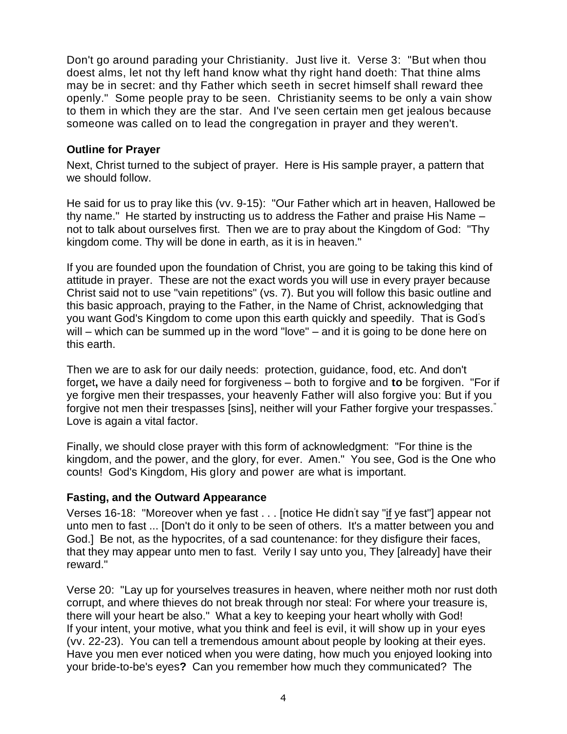Don't go around parading your Christianity. Just live it. Verse 3: "But when thou doest alms, let not thy left hand know what thy right hand doeth: That thine alms may be in secret: and thy Father which seeth in secret himself shall reward thee openly." Some people pray to be seen. Christianity seems to be only a vain show to them in which they are the star. And I've seen certain men get jealous because someone was called on to lead the congregation in prayer and they weren't.

### Outline for Prayer

Next, Christ turned to the subject of prayer. Here is His sample prayer, a pattern that we should follow.

He said for us to pray like this (vv. 9-15): "Our Father which art in heaven, Hallowed be thy name." He started by instructing us to address the Father and praise His Name – not to talk about ourselves first. Then we are to pray about the Kingdom of God: "Thy kingdom come. Thy will be done in earth, as it is in heaven."

If you are founded upon the foundation of Christ, you are going to be taking this kind of attitude in prayer. These are not the exact words you will use in every prayer because Christ said not to use "vain repetitions" (vs. 7). But you will follow this basic outline and this basic approach, praying to the Father, in the Name of Christ, acknowledging that you want God's Kingdom to come upon this earth quickly and speedily. That is God's will – which can be summed up in the word "love" – and it is going to be done here on this earth.

Then we are to ask for our daily needs: protection, guidance, food, etc. And don't forget**,** we have a daily need for forgiveness – both to forgive and **to** be forgiven. "For if ye forgive men their trespasses, your heavenly Father will also forgive you: But if you forgive not men their trespasses [sins], neither will your Father forgive your trespasses." Love is again a vital factor.

Finally, we should close prayer with this form of acknowledgment: "For thine is the kingdom, and the power, and the glory, for ever. Amen." You see, God is the One who counts! God's Kingdom, His glory and power are what is important.

### Fasting, and the Outward Appearance

Verses 16-18: "Moreover when ye fast . . . [notice He didn't say "if ye fast"] appear not unto men to fast ... [Don't do it only to be seen of others. It's a matter between you and God.] Be not, as the hypocrites, of a sad countenance: for they disfigure their faces, that they may appear unto men to fast. Verily I say unto you, They [already] have their reward."

Verse 20: "Lay up for yourselves treasures in heaven, where neither moth nor rust doth corrupt, and where thieves do not break through nor steal: For where your treasure is, there will your heart be also." What a key to keeping your heart wholly with God! If your intent, your motive, what you think and feel is evil, it will show up in your eyes (vv. 22-23). You can tell a tremendous amount about people by looking at their eyes. Have you men ever noticed when you were dating, how much you enjoyed looking into your bride-to-be's eyes**?** Can you remember how much they communicated? The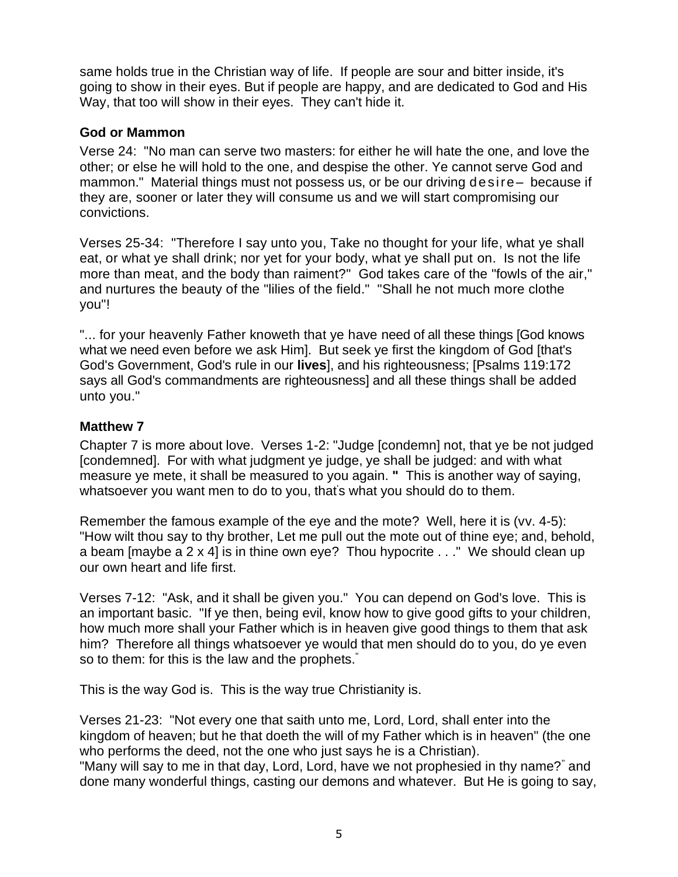same holds true in the Christian way of life. If people are sour and bitter inside, it's going to show in their eyes. But if people are happy, and are dedicated to God and His Way, that too will show in their eyes. They can't hide it.

### God or Mammon

Verse 24: "No man can serve two masters: for either he will hate the one, and love the other; or else he will hold to the one, and despise the other. Ye cannot serve God and mammon." Material things must not possess us, or be our driving desire – because if they are, sooner or later they will consume us and we will start compromising our convictions.

Verses 25-34: "Therefore I say unto you, Take no thought for your life, what ye shall eat, or what ye shall drink; nor yet for your body, what ye shall put on. Is not the life more than meat, and the body than raiment?" God takes care of the "fowls of the air," and nurtures the beauty of the "lilies of the field." "Shall he not much more clothe you"!

"... for your heavenly Father knoweth that ye have need of all these things [God knows what we need even before we ask Him]. But seek ye first the kingdom of God [that's God's Government, God's rule in our **lives**], and his righteousness; [Psalms 119:172 says all God's commandments are righteousness] and all these things shall be added unto you."

### Matthew 7

Chapter 7 is more about love. Verses 1-2: "Judge [condemn] not, that ye be not judged [condemned]. For with what judgment ye judge, ye shall be judged: and with what measure ye mete, it shall be measured to you again. **"** This is another way of saying, whatsoever you want men to do to you, that's what you should do to them.

Remember the famous example of the eye and the mote? Well, here it is (vv. 4-5): "How wilt thou say to thy brother, Let me pull out the mote out of thine eye; and, behold, a beam [maybe a 2 x 4] is in thine own eye? Thou hypocrite . . ." We should clean up our own heart and life first.

Verses 7-12: "Ask, and it shall be given you." You can depend on God's love. This is an important basic. "If ye then, being evil, know how to give good gifts to your children, how much more shall your Father which is in heaven give good things to them that ask him? Therefore all things whatsoever ye would that men should do to you, do ye even so to them: for this is the law and the prophets."

This is the way God is. This is the way true Christianity is.

Verses 21-23: "Not every one that saith unto me, Lord, Lord, shall enter into the kingdom of heaven; but he that doeth the will of my Father which is in heaven" (the one who performs the deed, not the one who just says he is a Christian).
"Many will say to me in that day, Lord, Lord, have we not prophesied in thy name?" and done many wonderful things, casting our demons and whatever. But He is going to say,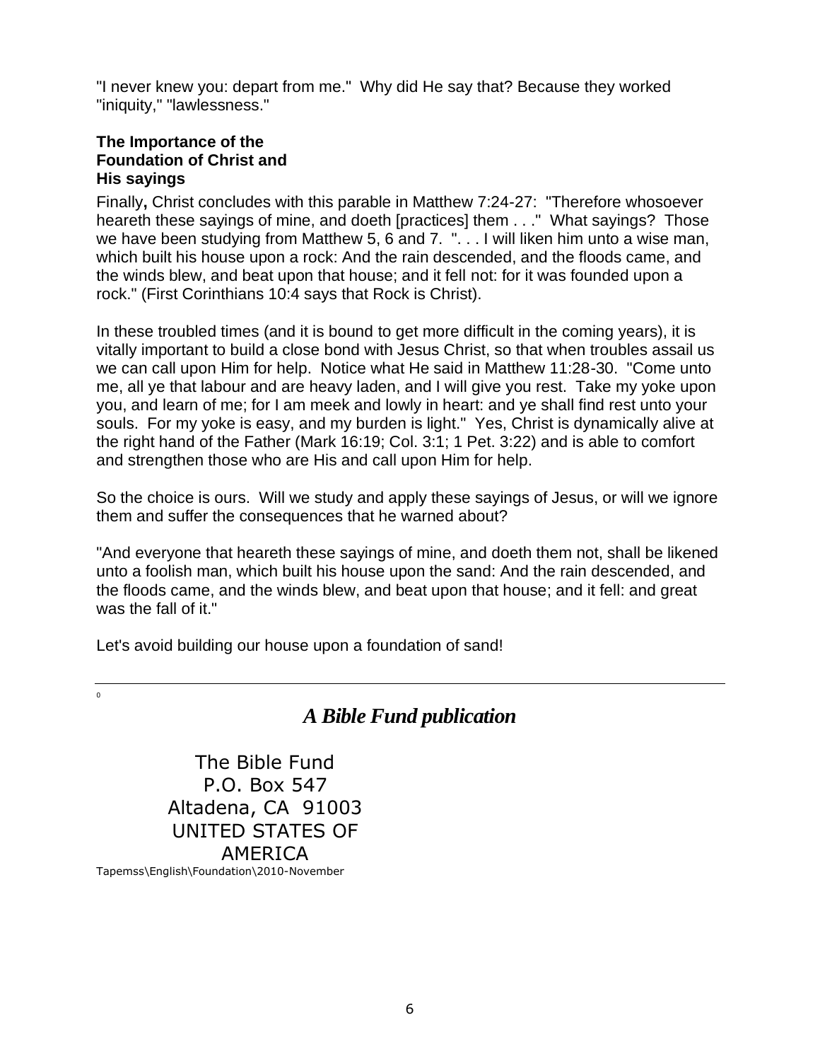"I never knew you: depart from me." Why did He say that? Because they worked "iniquity," "lawlessness."

### The Importance of the Foundation of Christ and His sayings

Finally**,** Christ concludes with this parable in Matthew 7:24-27: "Therefore whosoever heareth these sayings of mine, and doeth [practices] them . . ." What sayings? Those we have been studying from Matthew 5, 6 and 7. ". . . I will liken him unto a wise man, which built his house upon a rock: And the rain descended, and the floods came, and the winds blew, and beat upon that house; and it fell not: for it was founded upon a rock." (First Corinthians 10:4 says that Rock is Christ).

In these troubled times (and it is bound to get more difficult in the coming years), it is vitally important to build a close bond with Jesus Christ, so that when troubles assail us we can call upon Him for help. Notice what He said in Matthew 11:28-30. "Come unto me, all ye that labour and are heavy laden, and I will give you rest. Take my yoke upon you, and learn of me; for I am meek and lowly in heart: and ye shall find rest unto your souls. For my yoke is easy, and my burden is light." Yes, Christ is dynamically alive at the right hand of the Father (Mark 16:19; Col. 3:1; 1 Pet. 3:22) and is able to comfort and strengthen those who are His and call upon Him for help.

So the choice is ours. Will we study and apply these sayings of Jesus, or will we ignore them and suffer the consequences that he warned about?

"And everyone that heareth these sayings of mine, and doeth them not, shall be likened unto a foolish man, which built his house upon the sand: And the rain descended, and the floods came, and the winds blew, and beat upon that house; and it fell: and great was the fall of it."

Let's avoid building our house upon a foundation of sand!

---

0

***A Bible Fund publication***

The Bible Fund
P.O. Box 547
Altadena, CA 91003
UNITED STATES OF AMERICA

Tapemss\English\Foundation\2010-November